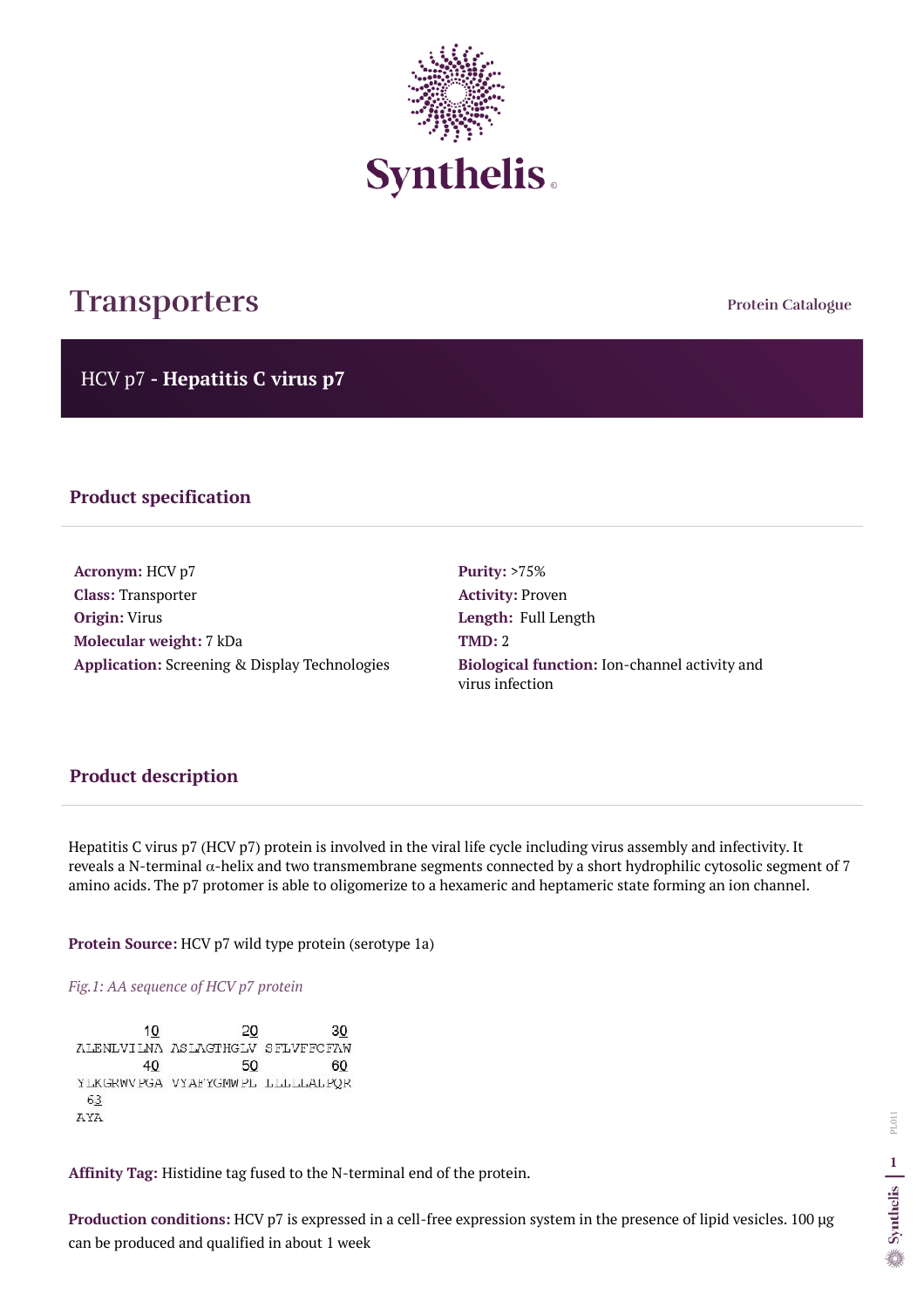# Transporters

Protein Catalogue

## HCV p7 - **Hepatitis C virus p7**

### Product specification

**Acronym:** HCV p7
**Class:** Transporter
**Origin:** Virus
**Molecular weight:** 7 kDa
**Application:** Screening & Display Technologies

**Purity:** >75%
**Activity:** Proven
**Length:** Full Length
**TMD:** 2
**Biological function:** Ion-channel activity and virus infection

### Product description

Hepatitis C virus p7 (HCV p7) protein is involved in the viral life cycle including virus assembly and infectivity. It reveals a N-terminal α-helix and two transmembrane segments connected by a short hydrophilic cytosolic segment of 7 amino acids. The p7 protomer is able to oligomerize to a hexameric and heptameric state forming an ion channel.

**Protein Source:** HCV p7 wild type protein (serotype 1a)

*Fig.1: AA sequence of HCV p7 protein*

```
        10         20         30
ALENLVILNA ASLAGTHGLV SFLVFFCFAW
        40         50         60
YLKGRWVPGA VYAFYGMWPL LLLLLALPQR
  63
AYA
```

**Affinity Tag:** Histidine tag fused to the N-terminal end of the protein.

**Production conditions:** HCV p7 is expressed in a cell-free expression system in the presence of lipid vesicles. 100 µg can be produced and qualified in about 1 week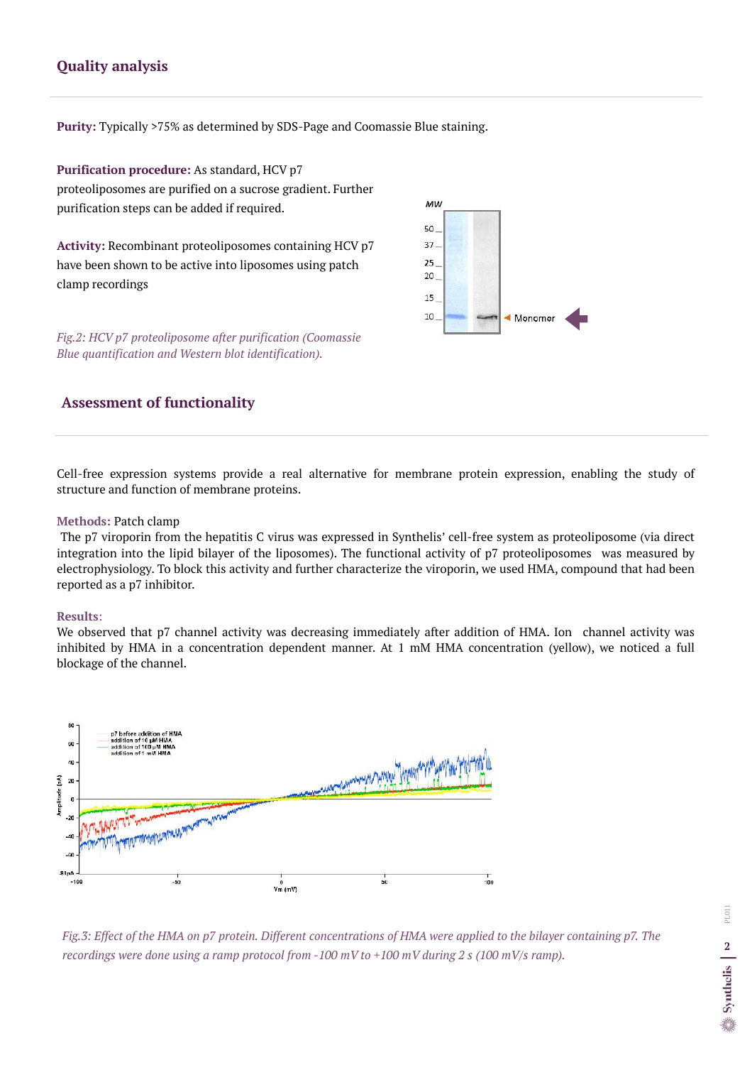## Quality analysis

**Purity:** Typically >75% as determined by SDS-Page and Coomassie Blue staining.

**Purification procedure:** As standard, HCV p7 proteoliposomes are purified on a sucrose gradient. Further purification steps can be added if required.

**Activity:** Recombinant proteoliposomes containing HCV p7 have been shown to be active into liposomes using patch clamp recordings

*Fig.2: HCV p7 proteoliposome after purification (Coomassie Blue quantification and Western blot identification).*

## Assessment of functionality

Cell-free expression systems provide a real alternative for membrane protein expression, enabling the study of structure and function of membrane proteins.

**Methods:** Patch clamp

The p7 viroporin from the hepatitis C virus was expressed in Synthelis' cell-free system as proteoliposome (via direct integration into the lipid bilayer of the liposomes). The functional activity of p7 proteoliposomes was measured by electrophysiology. To block this activity and further characterize the viroporin, we used HMA, compound that had been reported as a p7 inhibitor.

**Results**:

We observed that p7 channel activity was decreasing immediately after addition of HMA. Ion channel activity was inhibited by HMA in a concentration dependent manner. At 1 mM HMA concentration (yellow), we noticed a full blockage of the channel.

*Fig.3: Effect of the HMA on p7 protein. Different concentrations of HMA were applied to the bilayer containing p7. The recordings were done using a ramp protocol from -100 mV to +100 mV during 2 s (100 mV/s ramp).*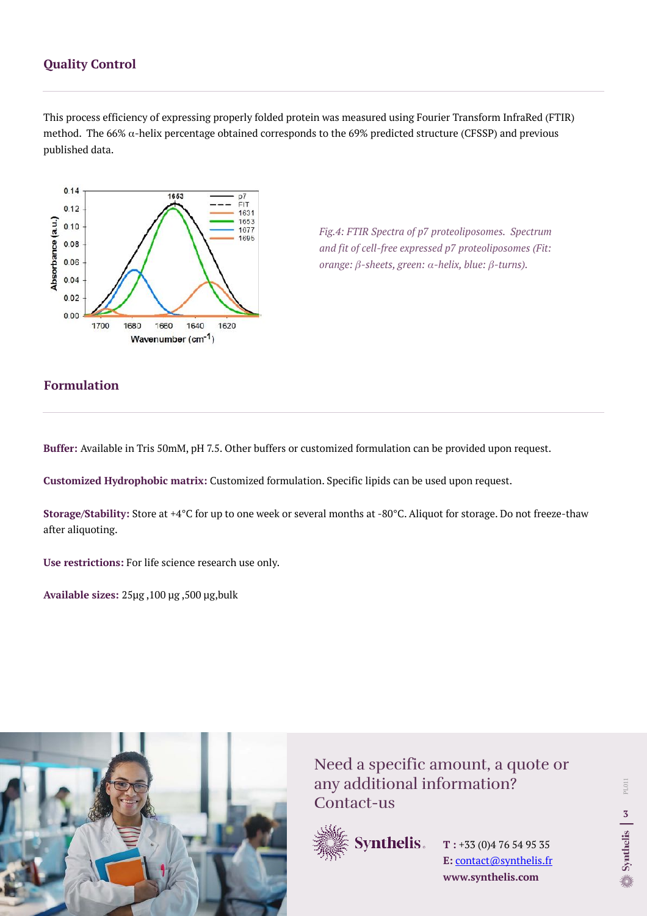## Quality Control

This process efficiency of expressing properly folded protein was measured using Fourier Transform InfraRed (FTIR) method. The 66% α-helix percentage obtained corresponds to the 69% predicted structure (CFSSP) and previous published data.

0.14
0.12
0.10
0.08
0.06
0.04
0.02
0.00
Absorbance (a.u.)
1653
p7
FIT
1631
1653
1077
1695
1700
1680
1660
1640
1620
Wavenumber ($cm^{-1}$)

*Fig.4: FTIR Spectra of p7 proteoliposomes. Spectrum and fit of cell-free expressed p7 proteoliposomes (Fit: orange: β-sheets, green: α-helix, blue: β-turns).*

## Formulation

**Buffer:** Available in Tris 50mM, pH 7.5. Other buffers or customized formulation can be provided upon request.

**Customized Hydrophobic matrix:** Customized formulation. Specific lipids can be used upon request.

**Storage/Stability:** Store at +4°C for up to one week or several months at -80°C. Aliquot for storage. Do not freeze-thaw after aliquoting.

**Use restrictions:** For life science research use only.

**Available sizes:** 25µg ,100 µg ,500 µg,bulk

Need a specific amount, a quote or any additional information?
Contact-us

Synthelis

**T :** +33 (0)4 76 54 95 35
**E:** contact@synthelis.fr
**www.synthelis.com**